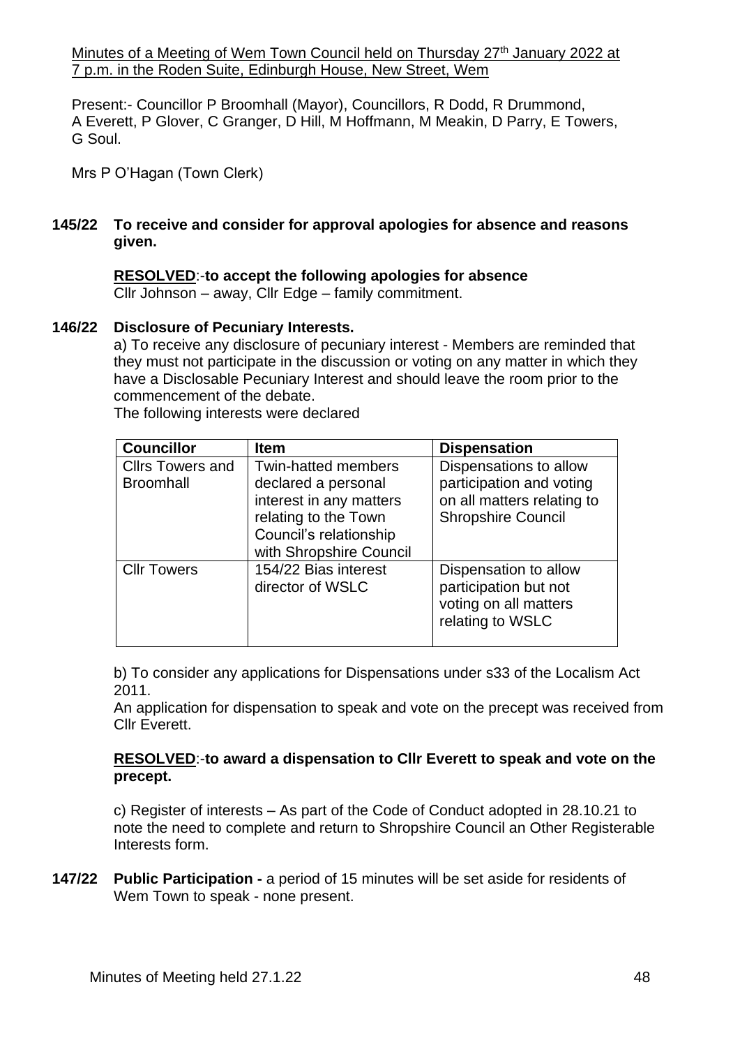Minutes of a Meeting of Wem Town Council held on Thursday 27th January 2022 at 7 p.m. in the Roden Suite, Edinburgh House, New Street, Wem

Present:- Councillor P Broomhall (Mayor), Councillors, R Dodd, R Drummond, A Everett, P Glover, C Granger, D Hill, M Hoffmann, M Meakin, D Parry, E Towers, G Soul.

Mrs P O'Hagan (Town Clerk)

**145/22 To receive and consider for approval apologies for absence and reasons given.**

**RESOLVED:-to accept the following apologies for absence**
Cllr Johnson – away, Cllr Edge – family commitment.

**146/22 Disclosure of Pecuniary Interests.**

a) To receive any disclosure of pecuniary interest - Members are reminded that they must not participate in the discussion or voting on any matter in which they have a Disclosable Pecuniary Interest and should leave the room prior to the commencement of the debate.

The following interests were declared

| Councillor | Item | Dispensation |
|---|---|---|
| Cllrs Towers and Broomhall | Twin-hatted members declared a personal interest in any matters relating to the Town Council's relationship with Shropshire Council | Dispensations to allow participation and voting on all matters relating to Shropshire Council |
| Cllr Towers | 154/22 Bias interest director of WSLC | Dispensation to allow participation but not voting on all matters relating to WSLC |

b) To consider any applications for Dispensations under s33 of the Localism Act 2011.

An application for dispensation to speak and vote on the precept was received from Cllr Everett.

**RESOLVED:-to award a dispensation to Cllr Everett to speak and vote on the precept.**

c) Register of interests – As part of the Code of Conduct adopted in 28.10.21 to note the need to complete and return to Shropshire Council an Other Registerable Interests form.

**147/22 Public Participation -** a period of 15 minutes will be set aside for residents of Wem Town to speak - none present.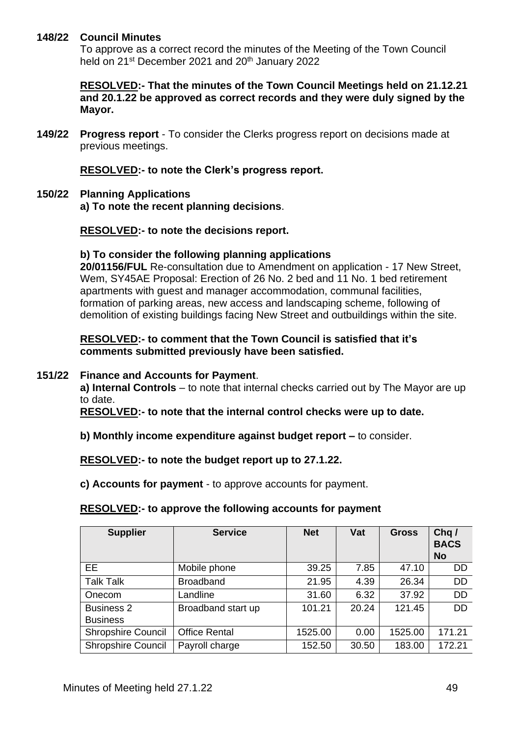**148/22 Council Minutes**

To approve as a correct record the minutes of the Meeting of the Town Council held on 21st December 2021 and 20th January 2022

**RESOLVED:- That the minutes of the Town Council Meetings held on 21.12.21 and 20.1.22 be approved as correct records and they were duly signed by the Mayor.**

**149/22 Progress report** - To consider the Clerks progress report on decisions made at previous meetings.

**RESOLVED:- to note the Clerk's progress report.**

**150/22 Planning Applications**

**a) To note the recent planning decisions**.

**RESOLVED:- to note the decisions report.**

**b) To consider the following planning applications**

**20/01156/FUL** Re-consultation due to Amendment on application - 17 New Street, Wem, SY45AE Proposal: Erection of 26 No. 2 bed and 11 No. 1 bed retirement apartments with guest and manager accommodation, communal facilities, formation of parking areas, new access and landscaping scheme, following of demolition of existing buildings facing New Street and outbuildings within the site.

**RESOLVED:- to comment that the Town Council is satisfied that it's comments submitted previously have been satisfied.**

**151/22 Finance and Accounts for Payment**.

**a) Internal Controls** – to note that internal checks carried out by The Mayor are up to date.

**RESOLVED:- to note that the internal control checks were up to date.**

**b) Monthly income expenditure against budget report –** to consider.

**RESOLVED:- to note the budget report up to 27.1.22.**

**c) Accounts for payment** - to approve accounts for payment.

**RESOLVED:- to approve the following accounts for payment**

| Supplier | Service | Net | Vat | Gross | Chq / BACS No |
|---|---|---|---|---|---|
| EE | Mobile phone | 39.25 | 7.85 | 47.10 | DD |
| Talk Talk | Broadband | 21.95 | 4.39 | 26.34 | DD |
| Onecom | Landline | 31.60 | 6.32 | 37.92 | DD |
| Business 2 Business | Broadband start up | 101.21 | 20.24 | 121.45 | DD |
| Shropshire Council | Office Rental | 1525.00 | 0.00 | 1525.00 | 171.21 |
| Shropshire Council | Payroll charge | 152.50 | 30.50 | 183.00 | 172.21 |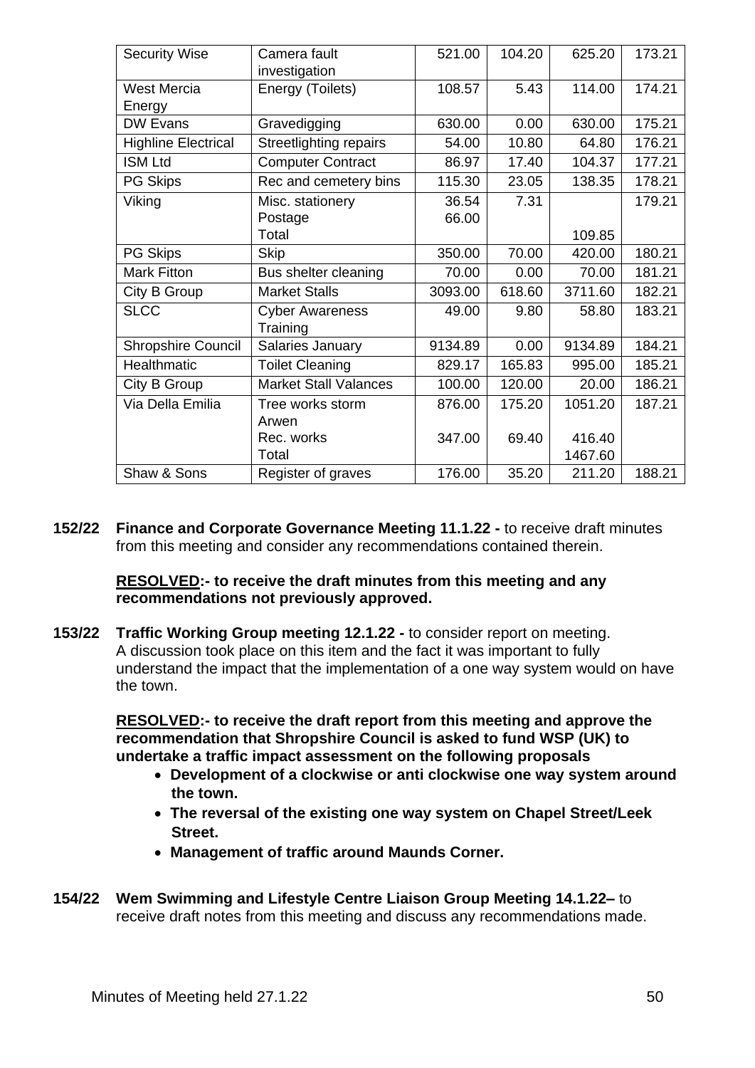| Security Wise | Camera fault investigation | 521.00 | 104.20 | 625.20 | 173.21 |
|---|---|---|---|---|---|
| West Mercia Energy | Energy (Toilets) | 108.57 | 5.43 | 114.00 | 174.21 |
| DW Evans | Gravedigging | 630.00 | 0.00 | 630.00 | 175.21 |
| Highline Electrical | Streetlighting repairs | 54.00 | 10.80 | 64.80 | 176.21 |
| ISM Ltd | Computer Contract | 86.97 | 17.40 | 104.37 | 177.21 |
| PG Skips | Rec and cemetery bins | 115.30 | 23.05 | 138.35 | 178.21 |
| Viking | Misc. stationery<br>Postage<br>Total | 36.54<br>66.00 | 7.31 | <br><br>109.85 | 179.21 |
| PG Skips | Skip | 350.00 | 70.00 | 420.00 | 180.21 |
| Mark Fitton | Bus shelter cleaning | 70.00 | 0.00 | 70.00 | 181.21 |
| City B Group | Market Stalls | 3093.00 | 618.60 | 3711.60 | 182.21 |
| SLCC | Cyber Awareness Training | 49.00 | 9.80 | 58.80 | 183.21 |
| Shropshire Council | Salaries January | 9134.89 | 0.00 | 9134.89 | 184.21 |
| Healthmatic | Toilet Cleaning | 829.17 | 165.83 | 995.00 | 185.21 |
| City B Group | Market Stall Valances | 100.00 | 120.00 | 20.00 | 186.21 |
| Via Della Emilia | Tree works storm Arwen<br>Rec. works<br>Total | 876.00<br><br>347.00 | 175.20<br><br>69.40 | 1051.20<br><br>416.40<br>1467.60 | 187.21 |
| Shaw & Sons | Register of graves | 176.00 | 35.20 | 211.20 | 188.21 |

**152/22 Finance and Corporate Governance Meeting 11.1.22 -** to receive draft minutes from this meeting and consider any recommendations contained therein.

**RESOLVED:- to receive the draft minutes from this meeting and any recommendations not previously approved.**

**153/22 Traffic Working Group meeting 12.1.22 -** to consider report on meeting. A discussion took place on this item and the fact it was important to fully understand the impact that the implementation of a one way system would on have the town.

**RESOLVED:- to receive the draft report from this meeting and approve the recommendation that Shropshire Council is asked to fund WSP (UK) to undertake a traffic impact assessment on the following proposals**

- **Development of a clockwise or anti clockwise one way system around the town.**
- **The reversal of the existing one way system on Chapel Street/Leek Street.**
- **Management of traffic around Maunds Corner.**

**154/22 Wem Swimming and Lifestyle Centre Liaison Group Meeting 14.1.22–** to receive draft notes from this meeting and discuss any recommendations made.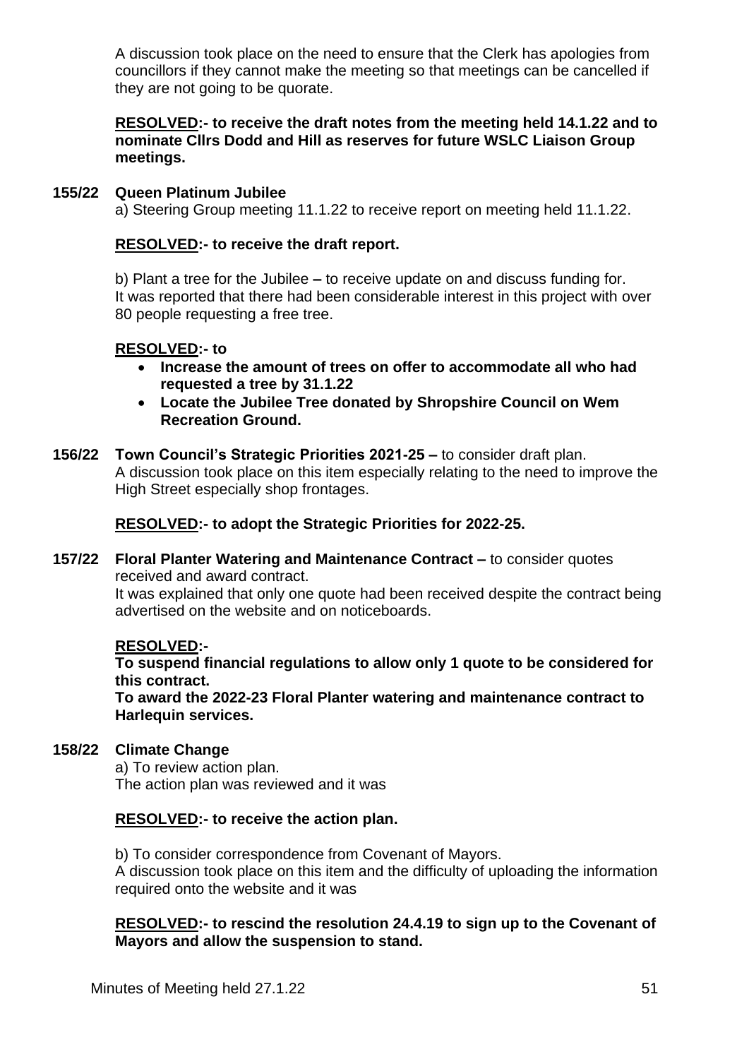A discussion took place on the need to ensure that the Clerk has apologies from councillors if they cannot make the meeting so that meetings can be cancelled if they are not going to be quorate.

**RESOLVED:- to receive the draft notes from the meeting held 14.1.22 and to nominate Cllrs Dodd and Hill as reserves for future WSLC Liaison Group meetings.**

**155/22 Queen Platinum Jubilee**

a) Steering Group meeting 11.1.22 to receive report on meeting held 11.1.22.

**RESOLVED:- to receive the draft report.**

b) Plant a tree for the Jubilee **–** to receive update on and discuss funding for. It was reported that there had been considerable interest in this project with over 80 people requesting a free tree.

**RESOLVED:- to**

- **Increase the amount of trees on offer to accommodate all who had requested a tree by 31.1.22**
- **Locate the Jubilee Tree donated by Shropshire Council on Wem Recreation Ground.**

**156/22 Town Council's Strategic Priorities 2021-25 –** to consider draft plan.
A discussion took place on this item especially relating to the need to improve the High Street especially shop frontages.

**RESOLVED:- to adopt the Strategic Priorities for 2022-25.**

**157/22 Floral Planter Watering and Maintenance Contract –** to consider quotes received and award contract.
It was explained that only one quote had been received despite the contract being advertised on the website and on noticeboards.

**RESOLVED:-**
**To suspend financial regulations to allow only 1 quote to be considered for this contract.**
**To award the 2022-23 Floral Planter watering and maintenance contract to Harlequin services.**

**158/22 Climate Change**

a) To review action plan.
The action plan was reviewed and it was

**RESOLVED:- to receive the action plan.**

b) To consider correspondence from Covenant of Mayors.
A discussion took place on this item and the difficulty of uploading the information required onto the website and it was

**RESOLVED:- to rescind the resolution 24.4.19 to sign up to the Covenant of Mayors and allow the suspension to stand.**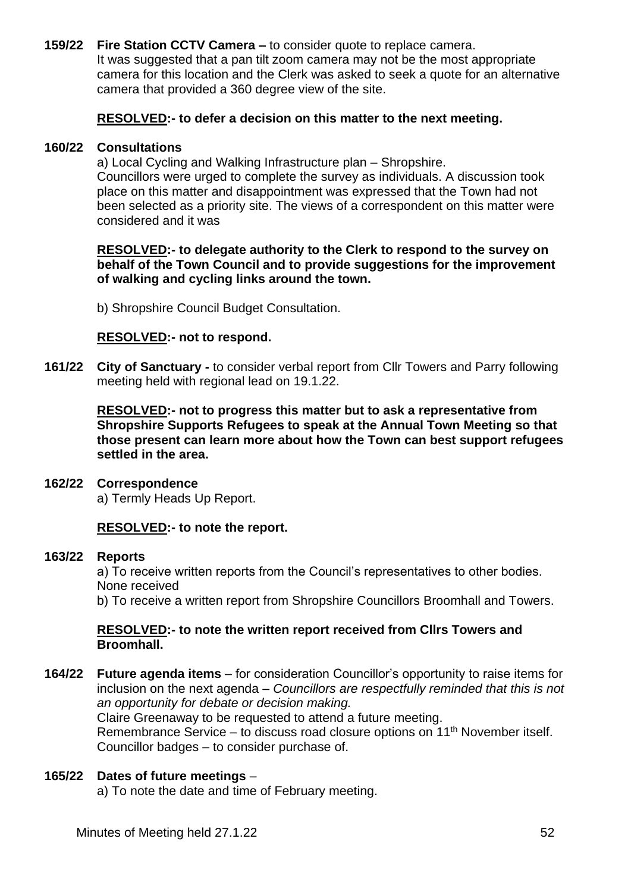**159/22 Fire Station CCTV Camera –** to consider quote to replace camera.
It was suggested that a pan tilt zoom camera may not be the most appropriate camera for this location and the Clerk was asked to seek a quote for an alternative camera that provided a 360 degree view of the site.

**RESOLVED:- to defer a decision on this matter to the next meeting.**

**160/22 Consultations**

a) Local Cycling and Walking Infrastructure plan – Shropshire.
Councillors were urged to complete the survey as individuals. A discussion took place on this matter and disappointment was expressed that the Town had not been selected as a priority site. The views of a correspondent on this matter were considered and it was

**RESOLVED:- to delegate authority to the Clerk to respond to the survey on behalf of the Town Council and to provide suggestions for the improvement of walking and cycling links around the town.**

b) Shropshire Council Budget Consultation.

**RESOLVED:- not to respond.**

**161/22 City of Sanctuary -** to consider verbal report from Cllr Towers and Parry following meeting held with regional lead on 19.1.22.

**RESOLVED:- not to progress this matter but to ask a representative from Shropshire Supports Refugees to speak at the Annual Town Meeting so that those present can learn more about how the Town can best support refugees settled in the area.**

**162/22 Correspondence**

a) Termly Heads Up Report.

**RESOLVED:- to note the report.**

**163/22 Reports**

a) To receive written reports from the Council's representatives to other bodies.
None received

b) To receive a written report from Shropshire Councillors Broomhall and Towers.

**RESOLVED:- to note the written report received from Cllrs Towers and Broomhall.**

**164/22 Future agenda items** – for consideration Councillor's opportunity to raise items for inclusion on the next agenda – *Councillors are respectfully reminded that this is not an opportunity for debate or decision making.*

Claire Greenaway to be requested to attend a future meeting.
Remembrance Service – to discuss road closure options on 11th November itself.
Councillor badges – to consider purchase of.

**165/22 Dates of future meetings** –

a) To note the date and time of February meeting.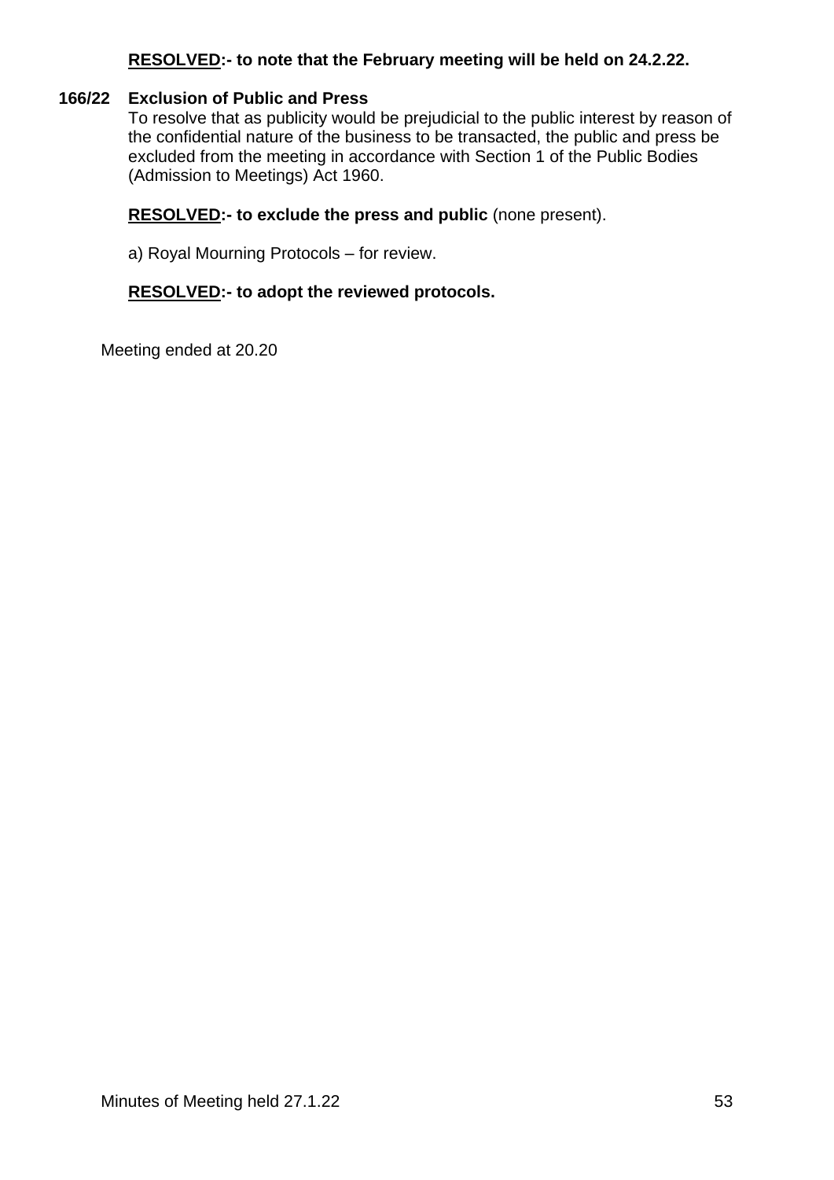**RESOLVED:- to note that the February meeting will be held on 24.2.22.**

**166/22 Exclusion of Public and Press**

To resolve that as publicity would be prejudicial to the public interest by reason of the confidential nature of the business to be transacted, the public and press be excluded from the meeting in accordance with Section 1 of the Public Bodies (Admission to Meetings) Act 1960.

**RESOLVED:- to exclude the press and public** (none present).

a) Royal Mourning Protocols – for review.

**RESOLVED:- to adopt the reviewed protocols.**

Meeting ended at 20.20